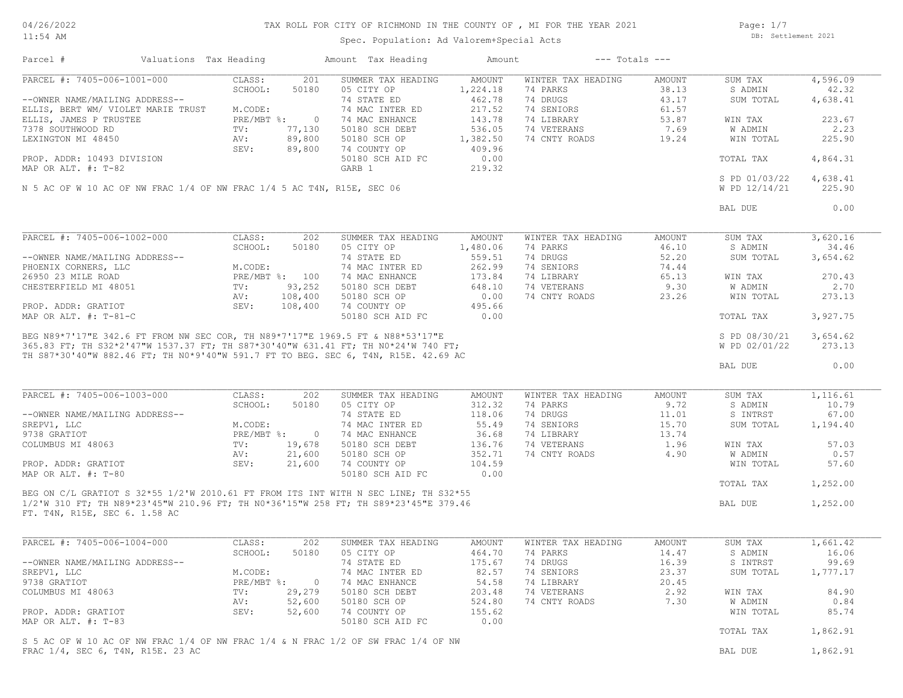# TAX ROLL FOR CITY OF RICHMOND IN THE COUNTY OF , MI FOR THE YEAR 2021

Spec. Population: Ad Valorem+Special Acts

DB: Settlement 2021

04/26/2022
11:54 AM

| Parcel # | Valuations | Tax Heading | Amount | Tax Heading | Amount | --- Totals --- | |
|---|---|---|---|---|---|---|---|

---

**PARCEL #: 7405-006-1001-000**

--OWNER NAME/MAILING ADDRESS--
ELLIS, BERT WM/ VIOLET MARIE TRUST
ELLIS, JAMES P TRUSTEE
7378 SOUTHWOOD RD
LEXINGTON MI 48450

PROP. ADDR: 10493 DIVISION
MAP OR ALT. #: T-82

| Valuations | | Summer Tax Heading | Amount | Winter Tax Heading | Amount | Totals | |
|---|---|---|---|---|---|---|---|
| CLASS: | 201 | 05 CITY OP | 1,224.18 | 74 PARKS | 38.13 | SUM TAX | 4,596.09 |
| SCHOOL: | 50180 | 74 STATE ED | 462.78 | 74 DRUGS | 43.17 | S ADMIN | 42.32 |
| M.CODE: | | 74 MAC INTER ED | 217.52 | 74 SENIORS | 61.57 | SUM TOTAL | 4,638.41 |
| PRE/MBT %: | 0 | 74 MAC ENHANCE | 143.78 | 74 LIBRARY | 53.87 | WIN TAX | 223.67 |
| TV: | 77,130 | 50180 SCH DEBT | 536.05 | 74 VETERANS | 7.69 | W ADMIN | 2.23 |
| AV: | 89,800 | 50180 SCH OP | 1,382.50 | 74 CNTY ROADS | 19.24 | WIN TOTAL | 225.90 |
| SEV: | 89,800 | 74 COUNTY OP | 409.96 | | | TOTAL TAX | 4,864.31 |
| | | 50180 SCH AID FC | 0.00 | | | S PD 01/03/22 | 4,638.41 |
| | | GARB 1 | 219.32 | | | W PD 12/14/21 | 225.90 |
| | | | | | | BAL DUE | 0.00 |

N 5 AC OF W 10 AC OF NW FRAC 1/4 OF NW FRAC 1/4 5 AC T4N, R15E, SEC 06

---

**PARCEL #: 7405-006-1002-000**

--OWNER NAME/MAILING ADDRESS--
PHOENIX CORNERS, LLC
26950 23 MILE ROAD
CHESTERFIELD MI 48051

PROP. ADDR: GRATIOT
MAP OR ALT. #: T-81-C

| Valuations | | Summer Tax Heading | Amount | Winter Tax Heading | Amount | Totals | |
|---|---|---|---|---|---|---|---|
| CLASS: | 202 | 05 CITY OP | 1,480.06 | 74 PARKS | 46.10 | SUM TAX | 3,620.16 |
| SCHOOL: | 50180 | 74 STATE ED | 559.51 | 74 DRUGS | 52.20 | S ADMIN | 34.46 |
| M.CODE: | | 74 MAC INTER ED | 262.99 | 74 SENIORS | 74.44 | SUM TOTAL | 3,654.62 |
| PRE/MBT %: | 100 | 74 MAC ENHANCE | 173.84 | 74 LIBRARY | 65.13 | WIN TAX | 270.43 |
| TV: | 93,252 | 50180 SCH DEBT | 648.10 | 74 VETERANS | 9.30 | W ADMIN | 2.70 |
| AV: | 108,400 | 50180 SCH OP | 0.00 | 74 CNTY ROADS | 23.26 | WIN TOTAL | 273.13 |
| SEV: | 108,400 | 74 COUNTY OP | 495.66 | | | TOTAL TAX | 3,927.75 |
| | | 50180 SCH AID FC | 0.00 | | | S PD 08/30/21 | 3,654.62 |
| | | | | | | W PD 02/01/22 | 273.13 |
| | | | | | | BAL DUE | 0.00 |

BEG N89*7'17"E 342.6 FT FROM NW SEC COR, TH N89*7'17"E 1969.5 FT & N88*53'17"E 365.83 FT; TH S32*2'47"W 1537.37 FT; TH S87*30'40"W 631.41 FT; TH N0*24'W 740 FT; TH S87*30'40"W 882.46 FT; TH N0*9'40"W 591.7 FT TO BEG. SEC 6, T4N, R15E. 42.69 AC

---

**PARCEL #: 7405-006-1003-000**

--OWNER NAME/MAILING ADDRESS--
SREPV1, LLC
9738 GRATIOT
COLUMBUS MI 48063

PROP. ADDR: GRATIOT
MAP OR ALT. #: T-80

| Valuations | | Summer Tax Heading | Amount | Winter Tax Heading | Amount | Totals | |
|---|---|---|---|---|---|---|---|
| CLASS: | 202 | 05 CITY OP | 312.32 | 74 PARKS | 9.72 | SUM TAX | 1,116.61 |
| SCHOOL: | 50180 | 74 STATE ED | 118.06 | 74 DRUGS | 11.01 | S ADMIN | 10.79 |
| M.CODE: | | 74 MAC INTER ED | 55.49 | 74 SENIORS | 15.70 | S INTRST | 67.00 |
| PRE/MBT %: | 0 | 74 MAC ENHANCE | 36.68 | 74 LIBRARY | 13.74 | SUM TOTAL | 1,194.40 |
| TV: | 19,678 | 50180 SCH DEBT | 136.76 | 74 VETERANS | 1.96 | WIN TAX | 57.03 |
| AV: | 21,600 | 50180 SCH OP | 352.71 | 74 CNTY ROADS | 4.90 | W ADMIN | 0.57 |
| SEV: | 21,600 | 74 COUNTY OP | 104.59 | | | WIN TOTAL | 57.60 |
| | | 50180 SCH AID FC | 0.00 | | | TOTAL TAX | 1,252.00 |
| | | | | | | BAL DUE | 1,252.00 |

BEG ON C/L GRATIOT S 32*55 1/2'W 2010.61 FT FROM ITS INT WITH N SEC LINE; TH S32*55 1/2'W 310 FT; TH N89*23'45"W 210.96 FT; TH N0*36'15"W 258 FT; TH S89*23'45"E 379.46 FT. T4N, R15E, SEC 6. 1.58 AC

---

**PARCEL #: 7405-006-1004-000**

--OWNER NAME/MAILING ADDRESS--
SREPV1, LLC
9738 GRATIOT
COLUMBUS MI 48063

PROP. ADDR: GRATIOT
MAP OR ALT. #: T-83

| Valuations | | Summer Tax Heading | Amount | Winter Tax Heading | Amount | Totals | |
|---|---|---|---|---|---|---|---|
| CLASS: | 202 | 05 CITY OP | 464.70 | 74 PARKS | 14.47 | SUM TAX | 1,661.42 |
| SCHOOL: | 50180 | 74 STATE ED | 175.67 | 74 DRUGS | 16.39 | S ADMIN | 16.06 |
| M.CODE: | | 74 MAC INTER ED | 82.57 | 74 SENIORS | 23.37 | S INTRST | 99.69 |
| PRE/MBT %: | 0 | 74 MAC ENHANCE | 54.58 | 74 LIBRARY | 20.45 | SUM TOTAL | 1,777.17 |
| TV: | 29,279 | 50180 SCH DEBT | 203.48 | 74 VETERANS | 2.92 | WIN TAX | 84.90 |
| AV: | 52,600 | 50180 SCH OP | 524.80 | 74 CNTY ROADS | 7.30 | W ADMIN | 0.84 |
| SEV: | 52,600 | 74 COUNTY OP | 155.62 | | | WIN TOTAL | 85.74 |
| | | 50180 SCH AID FC | 0.00 | | | TOTAL TAX | 1,862.91 |
| | | | | | | BAL DUE | 1,862.91 |

S 5 AC OF W 10 AC OF NW FRAC 1/4 OF NW FRAC 1/4 & N FRAC 1/2 OF SW FRAC 1/4 OF NW FRAC 1/4, SEC 6, T4N, R15E. 23 AC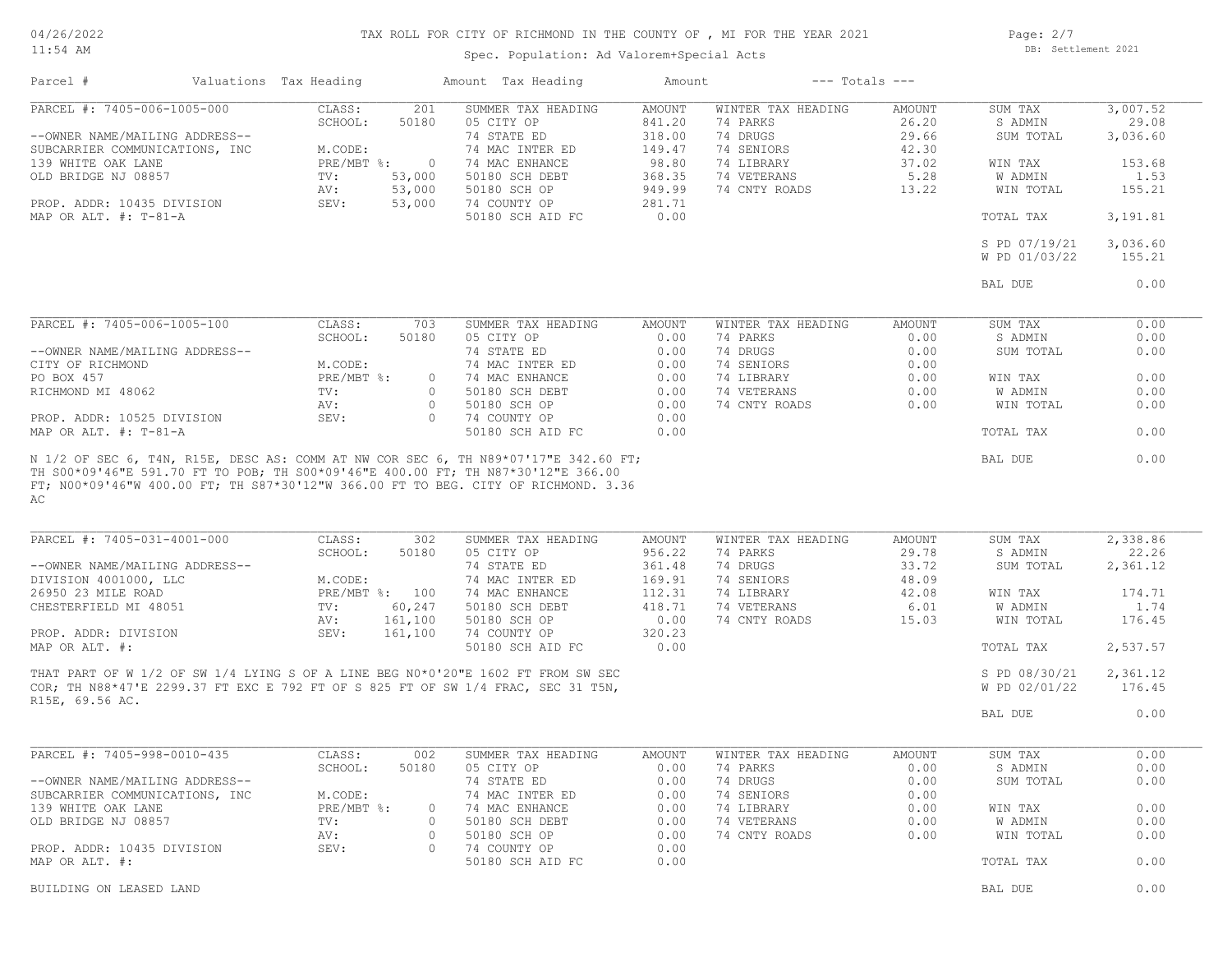TAX ROLL FOR CITY OF RICHMOND IN THE COUNTY OF , MI FOR THE YEAR 2021

Spec. Population: Ad Valorem+Special Acts

04/26/2022
11:54 AM

DB: Settlement 2021

| Parcel # | Valuations | Tax Heading | Amount | Tax Heading | Amount | --- Totals --- | |
|---|---|---|---|---|---|---|---|

## PARCEL #: 7405-006-1005-000

| | | | | | | | |
|---|---|---|---|---|---|---|---|
| | CLASS: 201 | SUMMER TAX HEADING | AMOUNT | WINTER TAX HEADING | AMOUNT | SUM TAX | 3,007.52 |
| | SCHOOL: 50180 | 05 CITY OP | 841.20 | 74 PARKS | 26.20 | S ADMIN | 29.08 |
| --OWNER NAME/MAILING ADDRESS-- | | 74 STATE ED | 318.00 | 74 DRUGS | 29.66 | SUM TOTAL | 3,036.60 |
| SUBCARRIER COMMUNICATIONS, INC | M.CODE: | 74 MAC INTER ED | 149.47 | 74 SENIORS | 42.30 | | |
| 139 WHITE OAK LANE | PRE/MBT %: 0 | 74 MAC ENHANCE | 98.80 | 74 LIBRARY | 37.02 | WIN TAX | 153.68 |
| OLD BRIDGE NJ 08857 | TV: 53,000 | 50180 SCH DEBT | 368.35 | 74 VETERANS | 5.28 | W ADMIN | 1.53 |
| | AV: 53,000 | 50180 SCH OP | 949.99 | 74 CNTY ROADS | 13.22 | WIN TOTAL | 155.21 |
| PROP. ADDR: 10435 DIVISION | SEV: 53,000 | 74 COUNTY OP | 281.71 | | | | |
| MAP OR ALT. #: T-81-A | | 50180 SCH AID FC | 0.00 | | | TOTAL TAX | 3,191.81 |
| | | | | | | S PD 07/19/21 | 3,036.60 |
| | | | | | | W PD 01/03/22 | 155.21 |
| | | | | | | BAL DUE | 0.00 |

## PARCEL #: 7405-006-1005-100

| | | | | | | | |
|---|---|---|---|---|---|---|---|
| | CLASS: 703 | SUMMER TAX HEADING | AMOUNT | WINTER TAX HEADING | AMOUNT | SUM TAX | 0.00 |
| | SCHOOL: 50180 | 05 CITY OP | 0.00 | 74 PARKS | 0.00 | S ADMIN | 0.00 |
| --OWNER NAME/MAILING ADDRESS-- | | 74 STATE ED | 0.00 | 74 DRUGS | 0.00 | SUM TOTAL | 0.00 |
| CITY OF RICHMOND | M.CODE: | 74 MAC INTER ED | 0.00 | 74 SENIORS | 0.00 | | |
| PO BOX 457 | PRE/MBT %: 0 | 74 MAC ENHANCE | 0.00 | 74 LIBRARY | 0.00 | WIN TAX | 0.00 |
| RICHMOND MI 48062 | TV: 0 | 50180 SCH DEBT | 0.00 | 74 VETERANS | 0.00 | W ADMIN | 0.00 |
| | AV: 0 | 50180 SCH OP | 0.00 | 74 CNTY ROADS | 0.00 | WIN TOTAL | 0.00 |
| PROP. ADDR: 10525 DIVISION | SEV: 0 | 74 COUNTY OP | 0.00 | | | | |
| MAP OR ALT. #: T-81-A | | 50180 SCH AID FC | 0.00 | | | TOTAL TAX | 0.00 |
| | | | | | | BAL DUE | 0.00 |

N 1/2 OF SEC 6, T4N, R15E, DESC AS: COMM AT NW COR SEC 6, TH N89*07'17"E 342.60 FT; TH S00*09'46"E 591.70 FT TO POB; TH S00*09'46"E 400.00 FT; TH N87*30'12"E 366.00 FT; N00*09'46"W 400.00 FT; TH S87*30'12"W 366.00 FT TO BEG. CITY OF RICHMOND. 3.36 AC

## PARCEL #: 7405-031-4001-000

| | | | | | | | |
|---|---|---|---|---|---|---|---|
| | CLASS: 302 | SUMMER TAX HEADING | AMOUNT | WINTER TAX HEADING | AMOUNT | SUM TAX | 2,338.86 |
| | SCHOOL: 50180 | 05 CITY OP | 956.22 | 74 PARKS | 29.78 | S ADMIN | 22.26 |
| --OWNER NAME/MAILING ADDRESS-- | | 74 STATE ED | 361.48 | 74 DRUGS | 33.72 | SUM TOTAL | 2,361.12 |
| DIVISION 4001000, LLC | M.CODE: | 74 MAC INTER ED | 169.91 | 74 SENIORS | 48.09 | | |
| 26950 23 MILE ROAD | PRE/MBT %: 100 | 74 MAC ENHANCE | 112.31 | 74 LIBRARY | 42.08 | WIN TAX | 174.71 |
| CHESTERFIELD MI 48051 | TV: 60,247 | 50180 SCH DEBT | 418.71 | 74 VETERANS | 6.01 | W ADMIN | 1.74 |
| | AV: 161,100 | 50180 SCH OP | 0.00 | 74 CNTY ROADS | 15.03 | WIN TOTAL | 176.45 |
| PROP. ADDR: DIVISION | SEV: 161,100 | 74 COUNTY OP | 320.23 | | | | |
| MAP OR ALT. #: | | 50180 SCH AID FC | 0.00 | | | TOTAL TAX | 2,537.57 |
| | | | | | | S PD 08/30/21 | 2,361.12 |
| | | | | | | W PD 02/01/22 | 176.45 |
| | | | | | | BAL DUE | 0.00 |

THAT PART OF W 1/2 OF SW 1/4 LYING S OF A LINE BEG N0*0'20"E 1602 FT FROM SW SEC COR; TH N88*47'E 2299.37 FT EXC E 792 FT OF S 825 FT OF SW 1/4 FRAC, SEC 31 T5N, R15E, 69.56 AC.

## PARCEL #: 7405-998-0010-435

| | | | | | | | |
|---|---|---|---|---|---|---|---|
| | CLASS: 002 | SUMMER TAX HEADING | AMOUNT | WINTER TAX HEADING | AMOUNT | SUM TAX | 0.00 |
| | SCHOOL: 50180 | 05 CITY OP | 0.00 | 74 PARKS | 0.00 | S ADMIN | 0.00 |
| --OWNER NAME/MAILING ADDRESS-- | | 74 STATE ED | 0.00 | 74 DRUGS | 0.00 | SUM TOTAL | 0.00 |
| SUBCARRIER COMMUNICATIONS, INC | M.CODE: | 74 MAC INTER ED | 0.00 | 74 SENIORS | 0.00 | | |
| 139 WHITE OAK LANE | PRE/MBT %: 0 | 74 MAC ENHANCE | 0.00 | 74 LIBRARY | 0.00 | WIN TAX | 0.00 |
| OLD BRIDGE NJ 08857 | TV: 0 | 50180 SCH DEBT | 0.00 | 74 VETERANS | 0.00 | W ADMIN | 0.00 |
| | AV: 0 | 50180 SCH OP | 0.00 | 74 CNTY ROADS | 0.00 | WIN TOTAL | 0.00 |
| PROP. ADDR: 10435 DIVISION | SEV: 0 | 74 COUNTY OP | 0.00 | | | | |
| MAP OR ALT. #: | | 50180 SCH AID FC | 0.00 | | | TOTAL TAX | 0.00 |
| | | | | | | BAL DUE | 0.00 |

BUILDING ON LEASED LAND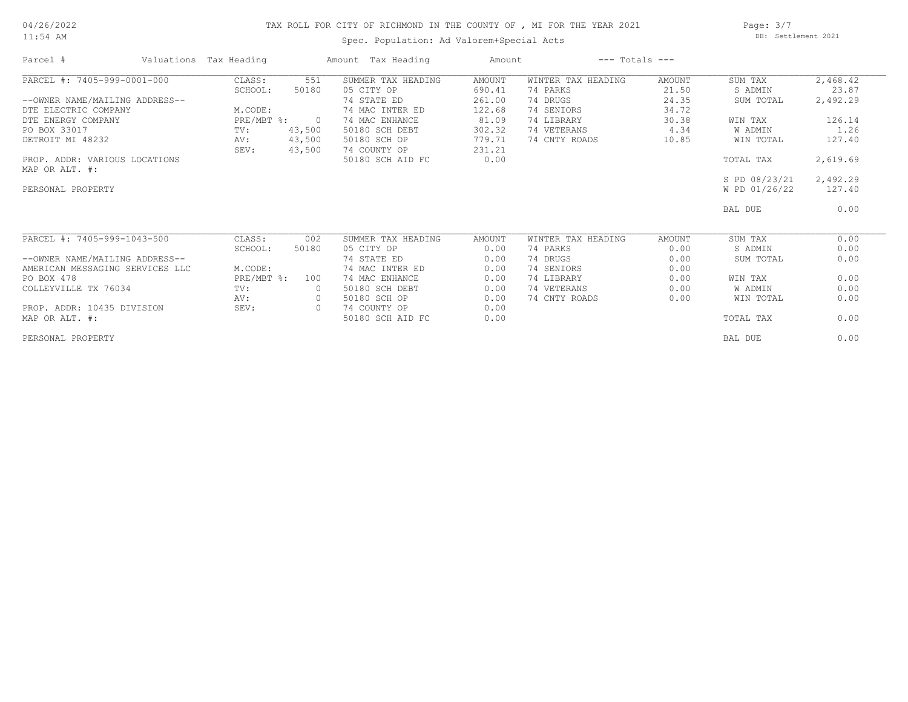# TAX ROLL FOR CITY OF RICHMOND IN THE COUNTY OF , MI FOR THE YEAR 2021

Spec. Population: Ad Valorem+Special Acts

DB: Settlement 2021

| Parcel # | Valuations | Tax Heading | Amount | Tax Heading | Amount | --- Totals --- | |
|---|---|---|---|---|---|---|---|
| PARCEL #: 7405-999-0001-000 | CLASS: 551 | SUMMER TAX HEADING | AMOUNT | WINTER TAX HEADING | AMOUNT | SUM TAX | 2,468.42 |
| | SCHOOL: 50180 | 05 CITY OP | 690.41 | 74 PARKS | 21.50 | S ADMIN | 23.87 |
| --OWNER NAME/MAILING ADDRESS-- | | 74 STATE ED | 261.00 | 74 DRUGS | 24.35 | SUM TOTAL | 2,492.29 |
| DTE ELECTRIC COMPANY | M.CODE: | 74 MAC INTER ED | 122.68 | 74 SENIORS | 34.72 | | |
| DTE ENERGY COMPANY | PRE/MBT %: 0 | 74 MAC ENHANCE | 81.09 | 74 LIBRARY | 30.38 | WIN TAX | 126.14 |
| PO BOX 33017 | TV: 43,500 | 50180 SCH DEBT | 302.32 | 74 VETERANS | 4.34 | W ADMIN | 1.26 |
| DETROIT MI 48232 | AV: 43,500 | 50180 SCH OP | 779.71 | 74 CNTY ROADS | 10.85 | WIN TOTAL | 127.40 |
| | SEV: 43,500 | 74 COUNTY OP | 231.21 | | | | |
| PROP. ADDR: VARIOUS LOCATIONS | | 50180 SCH AID FC | 0.00 | | | TOTAL TAX | 2,619.69 |
| MAP OR ALT. #: | | | | | | | |
| | | | | | | S PD 08/23/21 | 2,492.29 |
| PERSONAL PROPERTY | | | | | | W PD 01/26/22 | 127.40 |
| | | | | | | BAL DUE | 0.00 |
| PARCEL #: 7405-999-1043-500 | CLASS: 002 | SUMMER TAX HEADING | AMOUNT | WINTER TAX HEADING | AMOUNT | SUM TAX | 0.00 |
| | SCHOOL: 50180 | 05 CITY OP | 0.00 | 74 PARKS | 0.00 | S ADMIN | 0.00 |
| --OWNER NAME/MAILING ADDRESS-- | | 74 STATE ED | 0.00 | 74 DRUGS | 0.00 | SUM TOTAL | 0.00 |
| AMERICAN MESSAGING SERVICES LLC | M.CODE: | 74 MAC INTER ED | 0.00 | 74 SENIORS | 0.00 | | |
| PO BOX 478 | PRE/MBT %: 100 | 74 MAC ENHANCE | 0.00 | 74 LIBRARY | 0.00 | WIN TAX | 0.00 |
| COLLEYVILLE TX 76034 | TV: 0 | 50180 SCH DEBT | 0.00 | 74 VETERANS | 0.00 | W ADMIN | 0.00 |
| | AV: 0 | 50180 SCH OP | 0.00 | 74 CNTY ROADS | 0.00 | WIN TOTAL | 0.00 |
| PROP. ADDR: 10435 DIVISION | SEV: 0 | 74 COUNTY OP | 0.00 | | | | |
| MAP OR ALT. #: | | 50180 SCH AID FC | 0.00 | | | TOTAL TAX | 0.00 |
| PERSONAL PROPERTY | | | | | | BAL DUE | 0.00 |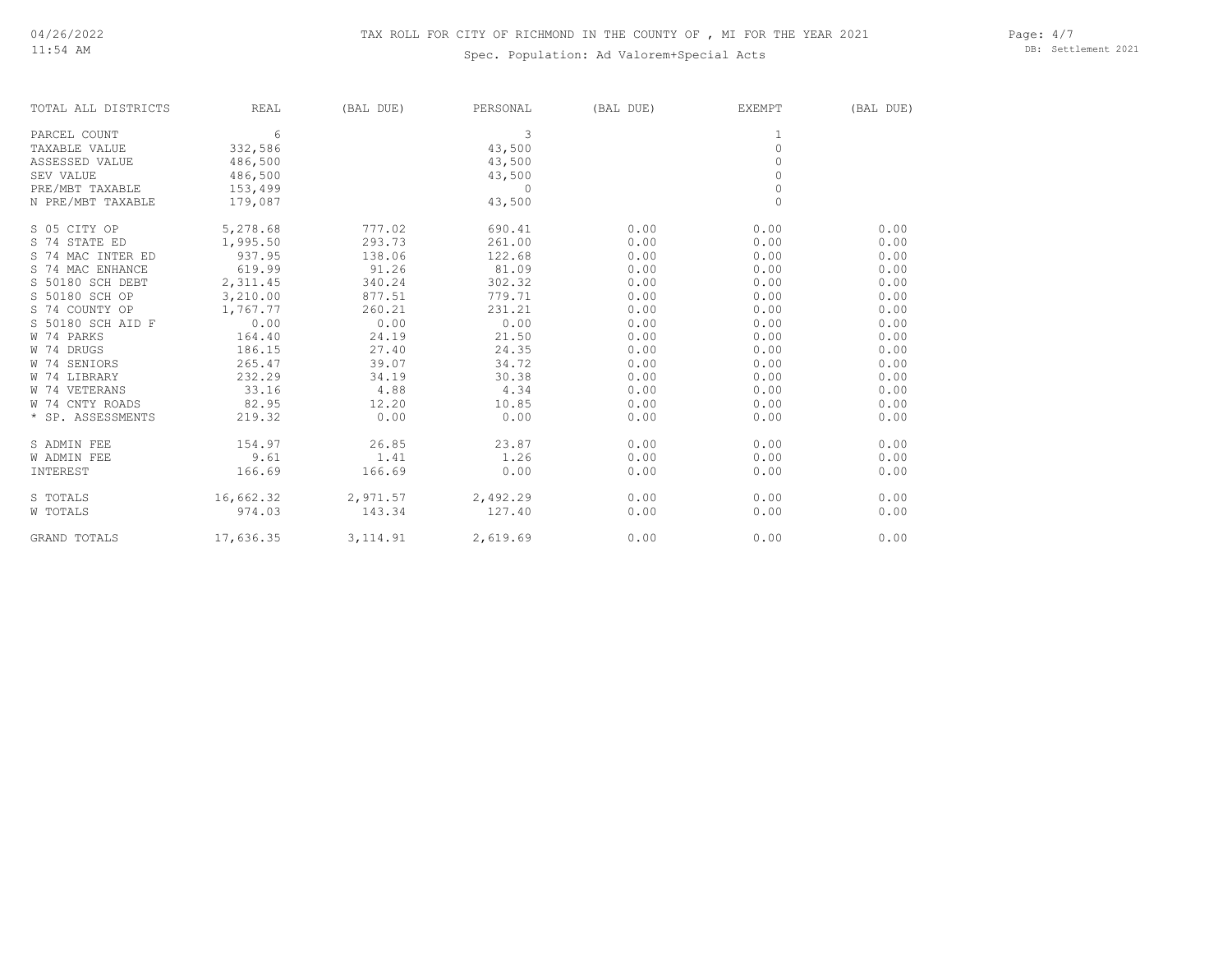# TAX ROLL FOR CITY OF RICHMOND IN THE COUNTY OF , MI FOR THE YEAR 2021

Spec. Population: Ad Valorem+Special Acts

| TOTAL ALL DISTRICTS | REAL | (BAL DUE) | PERSONAL | (BAL DUE) | EXEMPT | (BAL DUE) |
|---|---|---|---|---|---|---|
| PARCEL COUNT | 6 | | 3 | | 1 | |
| TAXABLE VALUE | 332,586 | | 43,500 | | 0 | |
| ASSESSED VALUE | 486,500 | | 43,500 | | 0 | |
| SEV VALUE | 486,500 | | 43,500 | | 0 | |
| PRE/MBT TAXABLE | 153,499 | | 0 | | 0 | |
| N PRE/MBT TAXABLE | 179,087 | | 43,500 | | 0 | |
| S 05 CITY OP | 5,278.68 | 777.02 | 690.41 | 0.00 | 0.00 | 0.00 |
| S 74 STATE ED | 1,995.50 | 293.73 | 261.00 | 0.00 | 0.00 | 0.00 |
| S 74 MAC INTER ED | 937.95 | 138.06 | 122.68 | 0.00 | 0.00 | 0.00 |
| S 74 MAC ENHANCE | 619.99 | 91.26 | 81.09 | 0.00 | 0.00 | 0.00 |
| S 50180 SCH DEBT | 2,311.45 | 340.24 | 302.32 | 0.00 | 0.00 | 0.00 |
| S 50180 SCH OP | 3,210.00 | 877.51 | 779.71 | 0.00 | 0.00 | 0.00 |
| S 74 COUNTY OP | 1,767.77 | 260.21 | 231.21 | 0.00 | 0.00 | 0.00 |
| S 50180 SCH AID F | 0.00 | 0.00 | 0.00 | 0.00 | 0.00 | 0.00 |
| W 74 PARKS | 164.40 | 24.19 | 21.50 | 0.00 | 0.00 | 0.00 |
| W 74 DRUGS | 186.15 | 27.40 | 24.35 | 0.00 | 0.00 | 0.00 |
| W 74 SENIORS | 265.47 | 39.07 | 34.72 | 0.00 | 0.00 | 0.00 |
| W 74 LIBRARY | 232.29 | 34.19 | 30.38 | 0.00 | 0.00 | 0.00 |
| W 74 VETERANS | 33.16 | 4.88 | 4.34 | 0.00 | 0.00 | 0.00 |
| W 74 CNTY ROADS | 82.95 | 12.20 | 10.85 | 0.00 | 0.00 | 0.00 |
| * SP. ASSESSMENTS | 219.32 | 0.00 | 0.00 | 0.00 | 0.00 | 0.00 |
| S ADMIN FEE | 154.97 | 26.85 | 23.87 | 0.00 | 0.00 | 0.00 |
| W ADMIN FEE | 9.61 | 1.41 | 1.26 | 0.00 | 0.00 | 0.00 |
| INTEREST | 166.69 | 166.69 | 0.00 | 0.00 | 0.00 | 0.00 |
| S TOTALS | 16,662.32 | 2,971.57 | 2,492.29 | 0.00 | 0.00 | 0.00 |
| W TOTALS | 974.03 | 143.34 | 127.40 | 0.00 | 0.00 | 0.00 |
| GRAND TOTALS | 17,636.35 | 3,114.91 | 2,619.69 | 0.00 | 0.00 | 0.00 |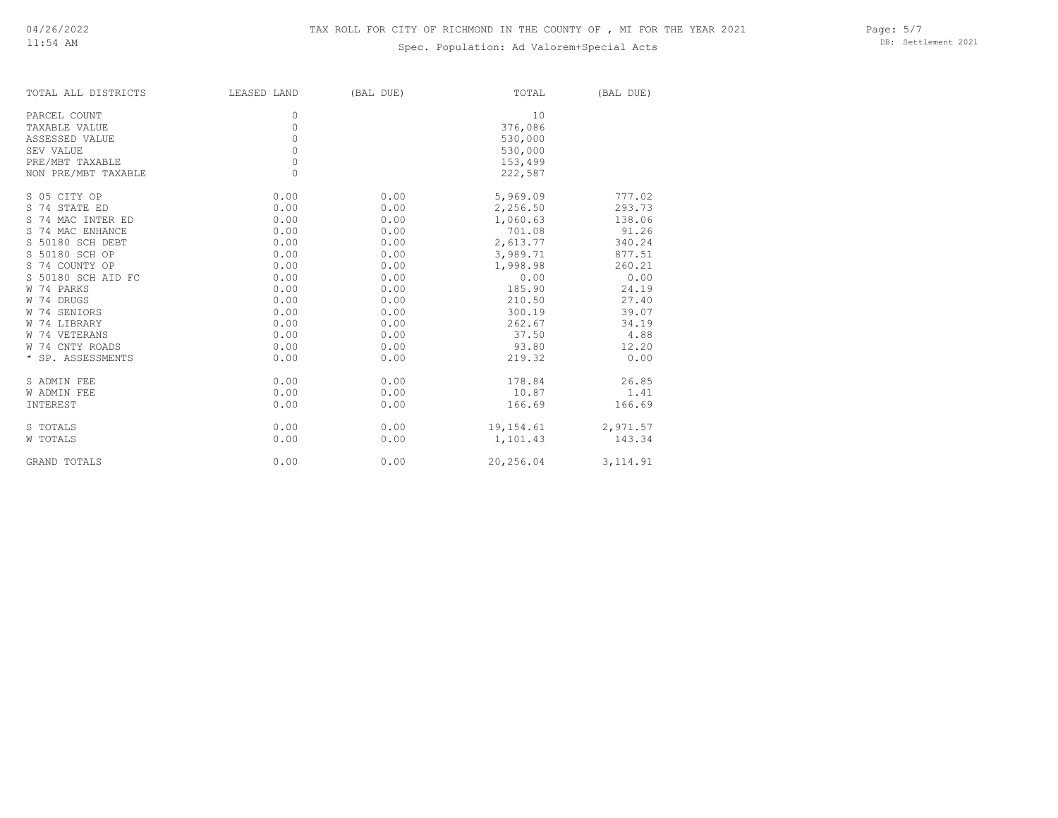# TAX ROLL FOR CITY OF RICHMOND IN THE COUNTY OF , MI FOR THE YEAR 2021

Spec. Population: Ad Valorem+Special Acts

04/26/2022
11:54 AM

DB: Settlement 2021

| TOTAL ALL DISTRICTS | LEASED LAND | (BAL DUE) | TOTAL | (BAL DUE) |
|---|---|---|---|---|
| PARCEL COUNT | 0 | | 10 | |
| TAXABLE VALUE | 0 | | 376,086 | |
| ASSESSED VALUE | 0 | | 530,000 | |
| SEV VALUE | 0 | | 530,000 | |
| PRE/MBT TAXABLE | 0 | | 153,499 | |
| NON PRE/MBT TAXABLE | 0 | | 222,587 | |
| S 05 CITY OP | 0.00 | 0.00 | 5,969.09 | 777.02 |
| S 74 STATE ED | 0.00 | 0.00 | 2,256.50 | 293.73 |
| S 74 MAC INTER ED | 0.00 | 0.00 | 1,060.63 | 138.06 |
| S 74 MAC ENHANCE | 0.00 | 0.00 | 701.08 | 91.26 |
| S 50180 SCH DEBT | 0.00 | 0.00 | 2,613.77 | 340.24 |
| S 50180 SCH OP | 0.00 | 0.00 | 3,989.71 | 877.51 |
| S 74 COUNTY OP | 0.00 | 0.00 | 1,998.98 | 260.21 |
| S 50180 SCH AID FC | 0.00 | 0.00 | 0.00 | 0.00 |
| W 74 PARKS | 0.00 | 0.00 | 185.90 | 24.19 |
| W 74 DRUGS | 0.00 | 0.00 | 210.50 | 27.40 |
| W 74 SENIORS | 0.00 | 0.00 | 300.19 | 39.07 |
| W 74 LIBRARY | 0.00 | 0.00 | 262.67 | 34.19 |
| W 74 VETERANS | 0.00 | 0.00 | 37.50 | 4.88 |
| W 74 CNTY ROADS | 0.00 | 0.00 | 93.80 | 12.20 |
| * SP. ASSESSMENTS | 0.00 | 0.00 | 219.32 | 0.00 |
| S ADMIN FEE | 0.00 | 0.00 | 178.84 | 26.85 |
| W ADMIN FEE | 0.00 | 0.00 | 10.87 | 1.41 |
| INTEREST | 0.00 | 0.00 | 166.69 | 166.69 |
| S TOTALS | 0.00 | 0.00 | 19,154.61 | 2,971.57 |
| W TOTALS | 0.00 | 0.00 | 1,101.43 | 143.34 |
| GRAND TOTALS | 0.00 | 0.00 | 20,256.04 | 3,114.91 |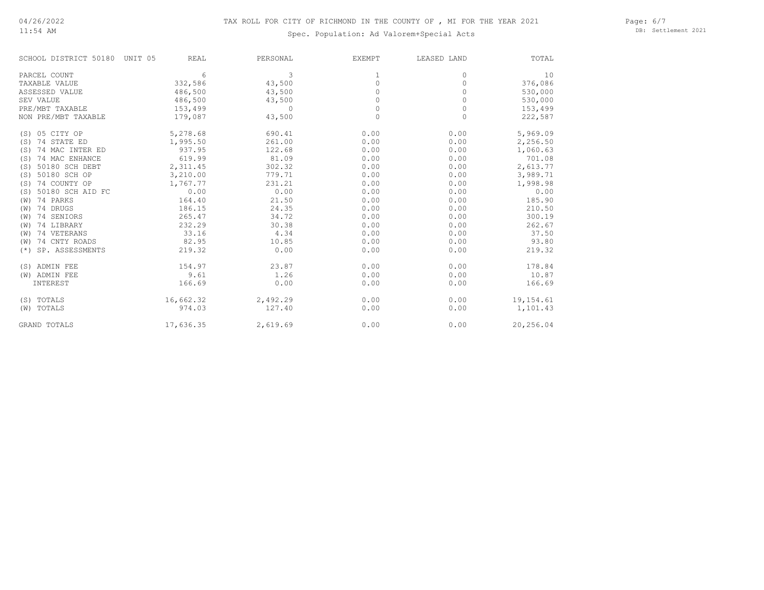# TAX ROLL FOR CITY OF RICHMOND IN THE COUNTY OF , MI FOR THE YEAR 2021

Spec. Population: Ad Valorem+Special Acts

| SCHOOL DISTRICT 50180 UNIT 05 | REAL | PERSONAL | EXEMPT | LEASED LAND | TOTAL |
|---|---|---|---|---|---|
| PARCEL COUNT | 6 | 3 | 1 | 0 | 10 |
| TAXABLE VALUE | 332,586 | 43,500 | 0 | 0 | 376,086 |
| ASSESSED VALUE | 486,500 | 43,500 | 0 | 0 | 530,000 |
| SEV VALUE | 486,500 | 43,500 | 0 | 0 | 530,000 |
| PRE/MBT TAXABLE | 153,499 | 0 | 0 | 0 | 153,499 |
| NON PRE/MBT TAXABLE | 179,087 | 43,500 | 0 | 0 | 222,587 |
| (S) 05 CITY OP | 5,278.68 | 690.41 | 0.00 | 0.00 | 5,969.09 |
| (S) 74 STATE ED | 1,995.50 | 261.00 | 0.00 | 0.00 | 2,256.50 |
| (S) 74 MAC INTER ED | 937.95 | 122.68 | 0.00 | 0.00 | 1,060.63 |
| (S) 74 MAC ENHANCE | 619.99 | 81.09 | 0.00 | 0.00 | 701.08 |
| (S) 50180 SCH DEBT | 2,311.45 | 302.32 | 0.00 | 0.00 | 2,613.77 |
| (S) 50180 SCH OP | 3,210.00 | 779.71 | 0.00 | 0.00 | 3,989.71 |
| (S) 74 COUNTY OP | 1,767.77 | 231.21 | 0.00 | 0.00 | 1,998.98 |
| (S) 50180 SCH AID FC | 0.00 | 0.00 | 0.00 | 0.00 | 0.00 |
| (W) 74 PARKS | 164.40 | 21.50 | 0.00 | 0.00 | 185.90 |
| (W) 74 DRUGS | 186.15 | 24.35 | 0.00 | 0.00 | 210.50 |
| (W) 74 SENIORS | 265.47 | 34.72 | 0.00 | 0.00 | 300.19 |
| (W) 74 LIBRARY | 232.29 | 30.38 | 0.00 | 0.00 | 262.67 |
| (W) 74 VETERANS | 33.16 | 4.34 | 0.00 | 0.00 | 37.50 |
| (W) 74 CNTY ROADS | 82.95 | 10.85 | 0.00 | 0.00 | 93.80 |
| (*) SP. ASSESSMENTS | 219.32 | 0.00 | 0.00 | 0.00 | 219.32 |
| (S) ADMIN FEE | 154.97 | 23.87 | 0.00 | 0.00 | 178.84 |
| (W) ADMIN FEE | 9.61 | 1.26 | 0.00 | 0.00 | 10.87 |
| INTEREST | 166.69 | 0.00 | 0.00 | 0.00 | 166.69 |
| (S) TOTALS | 16,662.32 | 2,492.29 | 0.00 | 0.00 | 19,154.61 |
| (W) TOTALS | 974.03 | 127.40 | 0.00 | 0.00 | 1,101.43 |
| GRAND TOTALS | 17,636.35 | 2,619.69 | 0.00 | 0.00 | 20,256.04 |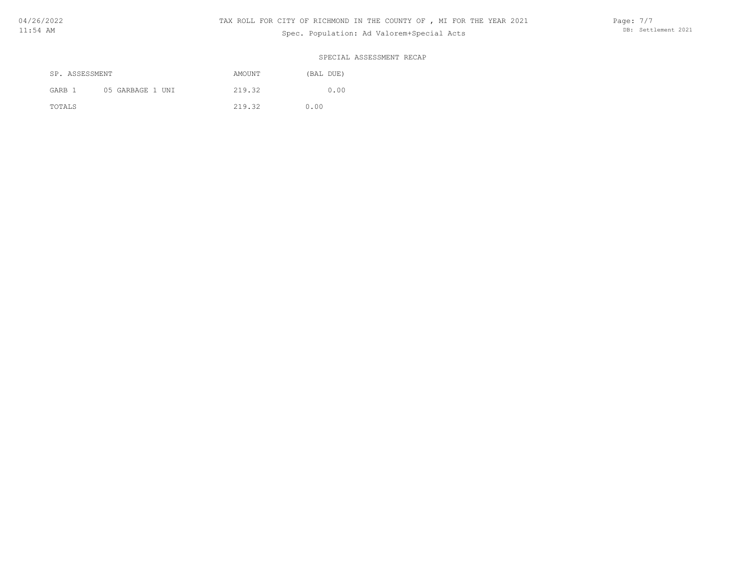TAX ROLL FOR CITY OF RICHMOND IN THE COUNTY OF , MI FOR THE YEAR 2021

Spec. Population: Ad Valorem+Special Acts

04/26/2022
11:54 AM

DB: Settlement 2021

## SPECIAL ASSESSMENT RECAP

| SP. ASSESSMENT | | AMOUNT | (BAL DUE) |
|---|---|---|---|
| GARB 1 | 05 GARBAGE 1 UNI | 219.32 | 0.00 |
| TOTALS | | 219.32 | 0.00 |